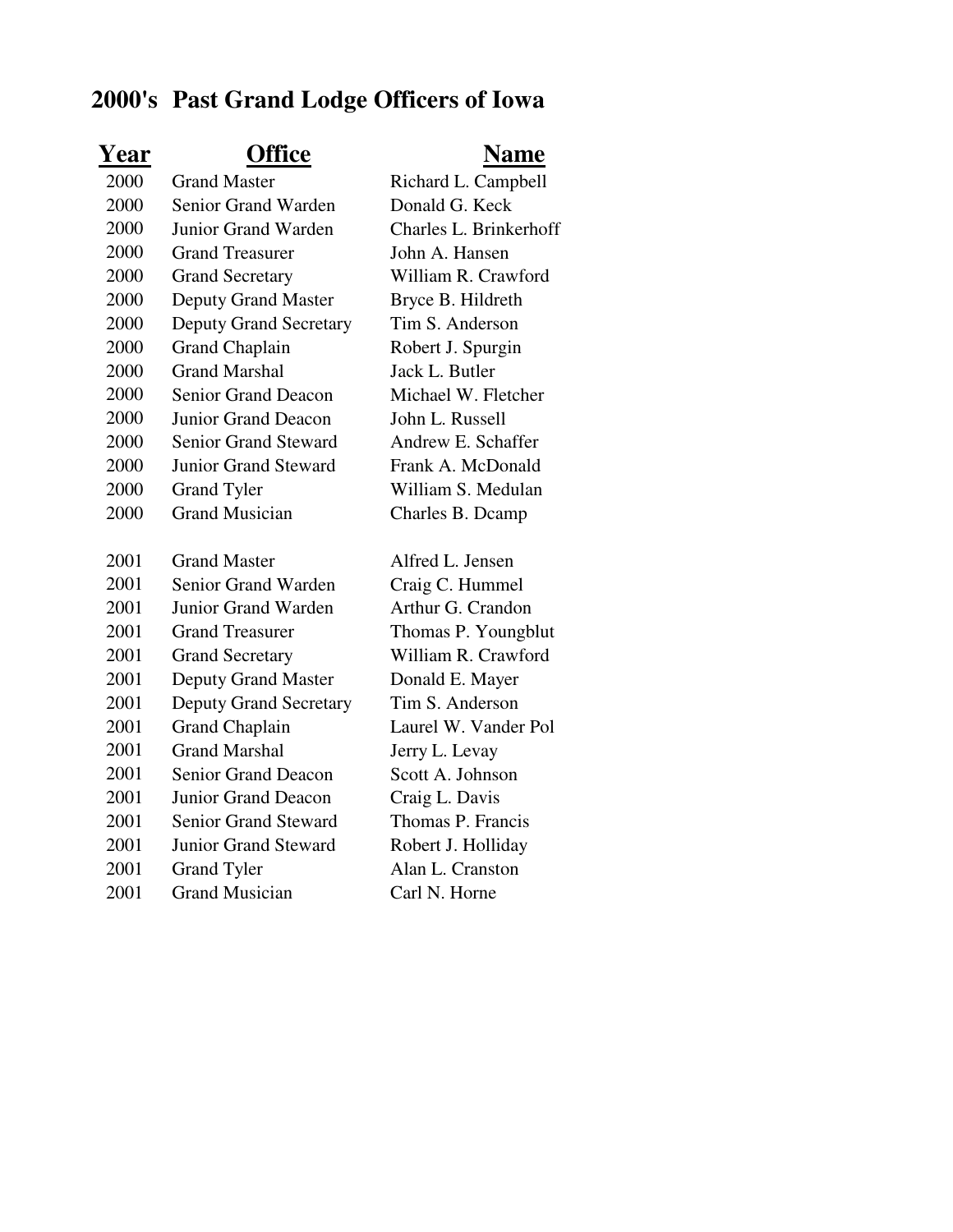# 2000's Past Grand Lodge Officers of Iowa

| Year | Office | Name |
|---|---|---|
| 2000 | Grand Master | Richard L. Campbell |
| 2000 | Senior Grand Warden | Donald G. Keck |
| 2000 | Junior Grand Warden | Charles L. Brinkerhoff |
| 2000 | Grand Treasurer | John A. Hansen |
| 2000 | Grand Secretary | William R. Crawford |
| 2000 | Deputy Grand Master | Bryce B. Hildreth |
| 2000 | Deputy Grand Secretary | Tim S. Anderson |
| 2000 | Grand Chaplain | Robert J. Spurgin |
| 2000 | Grand Marshal | Jack L. Butler |
| 2000 | Senior Grand Deacon | Michael W. Fletcher |
| 2000 | Junior Grand Deacon | John L. Russell |
| 2000 | Senior Grand Steward | Andrew E. Schaffer |
| 2000 | Junior Grand Steward | Frank A. McDonald |
| 2000 | Grand Tyler | William S. Medulan |
| 2000 | Grand Musician | Charles B. Dcamp |
| | | |
| 2001 | Grand Master | Alfred L. Jensen |
| 2001 | Senior Grand Warden | Craig C. Hummel |
| 2001 | Junior Grand Warden | Arthur G. Crandon |
| 2001 | Grand Treasurer | Thomas P. Youngblut |
| 2001 | Grand Secretary | William R. Crawford |
| 2001 | Deputy Grand Master | Donald E. Mayer |
| 2001 | Deputy Grand Secretary | Tim S. Anderson |
| 2001 | Grand Chaplain | Laurel W. Vander Pol |
| 2001 | Grand Marshal | Jerry L. Levay |
| 2001 | Senior Grand Deacon | Scott A. Johnson |
| 2001 | Junior Grand Deacon | Craig L. Davis |
| 2001 | Senior Grand Steward | Thomas P. Francis |
| 2001 | Junior Grand Steward | Robert J. Holliday |
| 2001 | Grand Tyler | Alan L. Cranston |
| 2001 | Grand Musician | Carl N. Horne |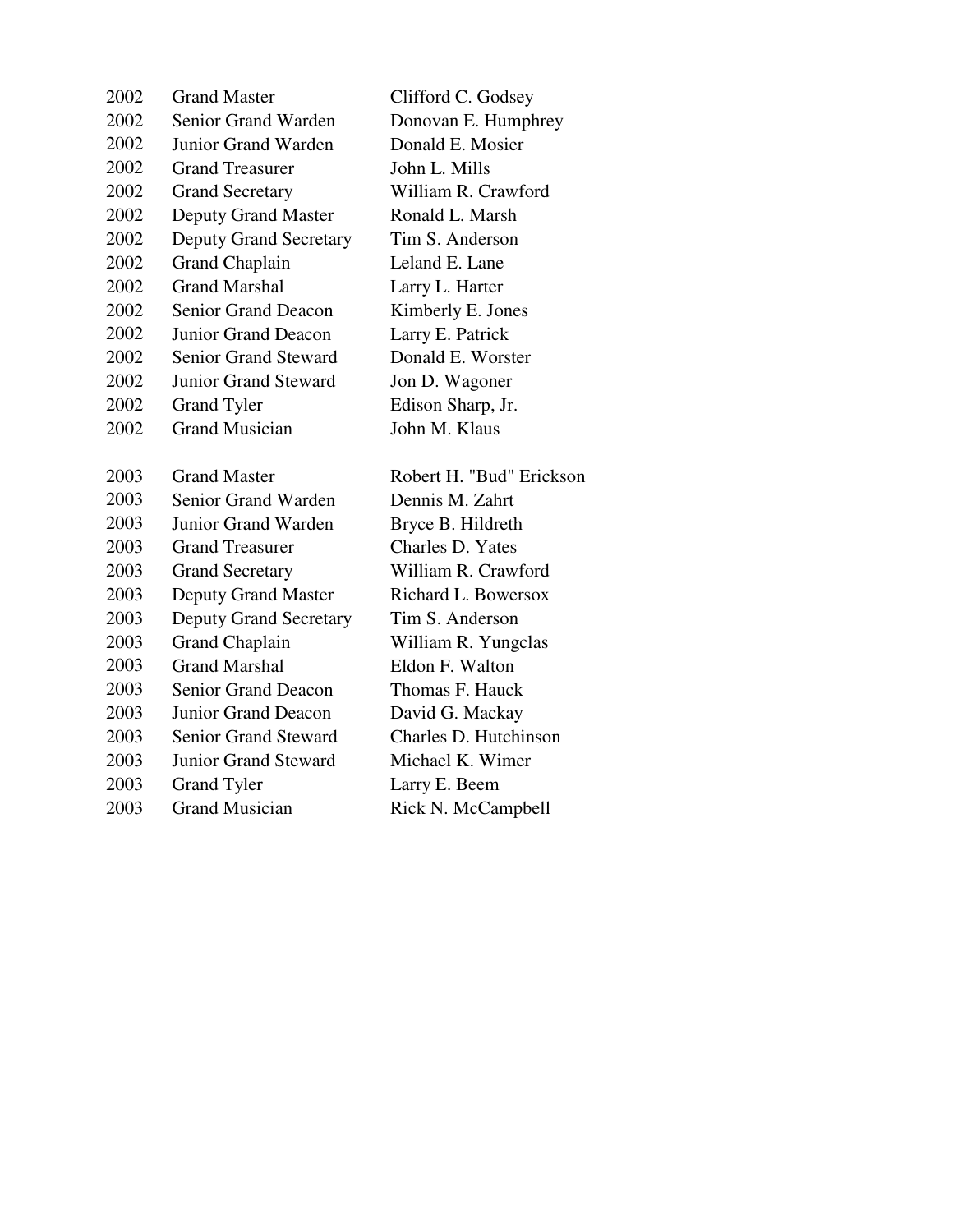| | | |
|---|---|---|
| 2002 | Grand Master | Clifford C. Godsey |
| 2002 | Senior Grand Warden | Donovan E. Humphrey |
| 2002 | Junior Grand Warden | Donald E. Mosier |
| 2002 | Grand Treasurer | John L. Mills |
| 2002 | Grand Secretary | William R. Crawford |
| 2002 | Deputy Grand Master | Ronald L. Marsh |
| 2002 | Deputy Grand Secretary | Tim S. Anderson |
| 2002 | Grand Chaplain | Leland E. Lane |
| 2002 | Grand Marshal | Larry L. Harter |
| 2002 | Senior Grand Deacon | Kimberly E. Jones |
| 2002 | Junior Grand Deacon | Larry E. Patrick |
| 2002 | Senior Grand Steward | Donald E. Worster |
| 2002 | Junior Grand Steward | Jon D. Wagoner |
| 2002 | Grand Tyler | Edison Sharp, Jr. |
| 2002 | Grand Musician | John M. Klaus |
| | | |
| 2003 | Grand Master | Robert H. "Bud" Erickson |
| 2003 | Senior Grand Warden | Dennis M. Zahrt |
| 2003 | Junior Grand Warden | Bryce B. Hildreth |
| 2003 | Grand Treasurer | Charles D. Yates |
| 2003 | Grand Secretary | William R. Crawford |
| 2003 | Deputy Grand Master | Richard L. Bowersox |
| 2003 | Deputy Grand Secretary | Tim S. Anderson |
| 2003 | Grand Chaplain | William R. Yungclas |
| 2003 | Grand Marshal | Eldon F. Walton |
| 2003 | Senior Grand Deacon | Thomas F. Hauck |
| 2003 | Junior Grand Deacon | David G. Mackay |
| 2003 | Senior Grand Steward | Charles D. Hutchinson |
| 2003 | Junior Grand Steward | Michael K. Wimer |
| 2003 | Grand Tyler | Larry E. Beem |
| 2003 | Grand Musician | Rick N. McCampbell |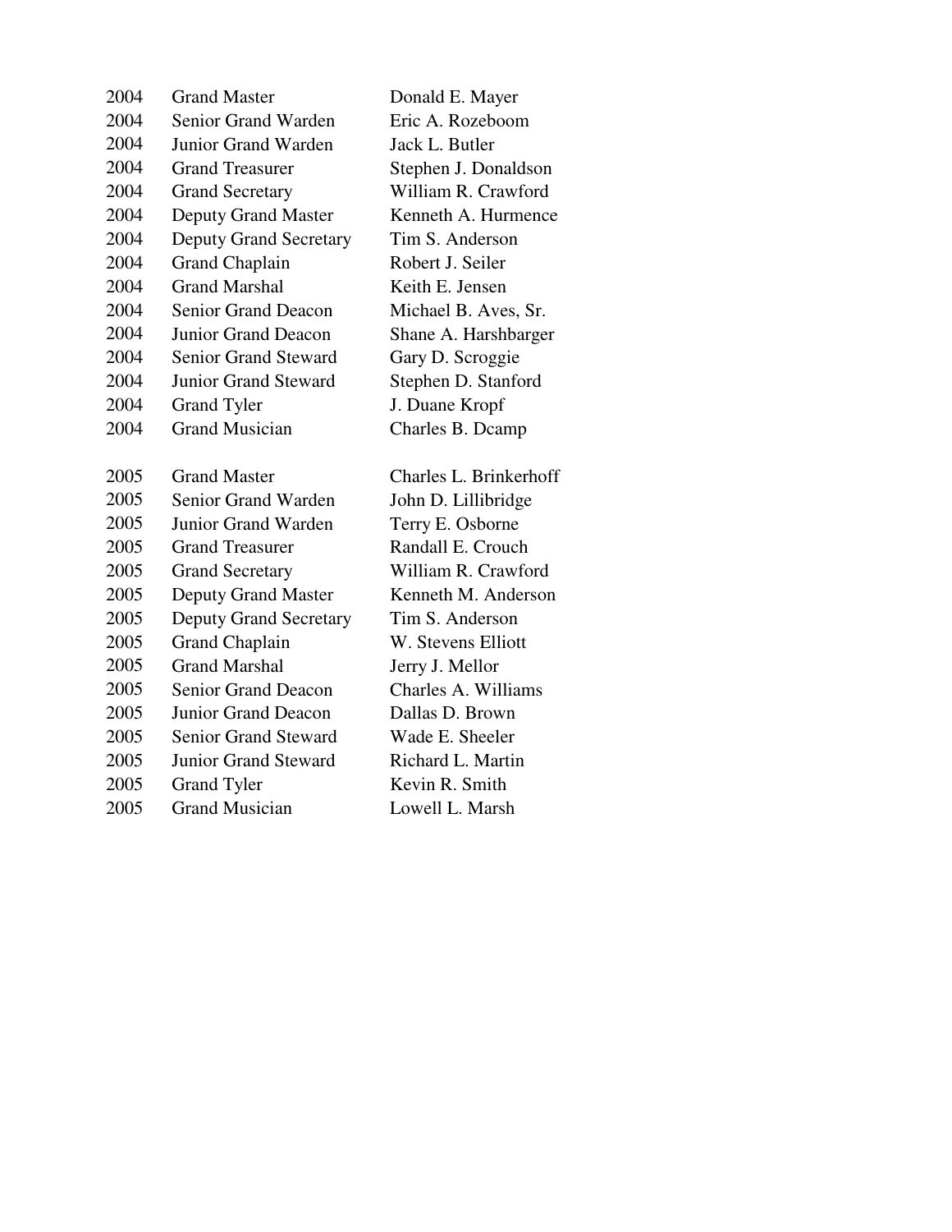| | | |
|---|---|---|
| 2004 | Grand Master | Donald E. Mayer |
| 2004 | Senior Grand Warden | Eric A. Rozeboom |
| 2004 | Junior Grand Warden | Jack L. Butler |
| 2004 | Grand Treasurer | Stephen J. Donaldson |
| 2004 | Grand Secretary | William R. Crawford |
| 2004 | Deputy Grand Master | Kenneth A. Hurmence |
| 2004 | Deputy Grand Secretary | Tim S. Anderson |
| 2004 | Grand Chaplain | Robert J. Seiler |
| 2004 | Grand Marshal | Keith E. Jensen |
| 2004 | Senior Grand Deacon | Michael B. Aves, Sr. |
| 2004 | Junior Grand Deacon | Shane A. Harshbarger |
| 2004 | Senior Grand Steward | Gary D. Scroggie |
| 2004 | Junior Grand Steward | Stephen D. Stanford |
| 2004 | Grand Tyler | J. Duane Kropf |
| 2004 | Grand Musician | Charles B. Dcamp |
| | | |
| 2005 | Grand Master | Charles L. Brinkerhoff |
| 2005 | Senior Grand Warden | John D. Lillibridge |
| 2005 | Junior Grand Warden | Terry E. Osborne |
| 2005 | Grand Treasurer | Randall E. Crouch |
| 2005 | Grand Secretary | William R. Crawford |
| 2005 | Deputy Grand Master | Kenneth M. Anderson |
| 2005 | Deputy Grand Secretary | Tim S. Anderson |
| 2005 | Grand Chaplain | W. Stevens Elliott |
| 2005 | Grand Marshal | Jerry J. Mellor |
| 2005 | Senior Grand Deacon | Charles A. Williams |
| 2005 | Junior Grand Deacon | Dallas D. Brown |
| 2005 | Senior Grand Steward | Wade E. Sheeler |
| 2005 | Junior Grand Steward | Richard L. Martin |
| 2005 | Grand Tyler | Kevin R. Smith |
| 2005 | Grand Musician | Lowell L. Marsh |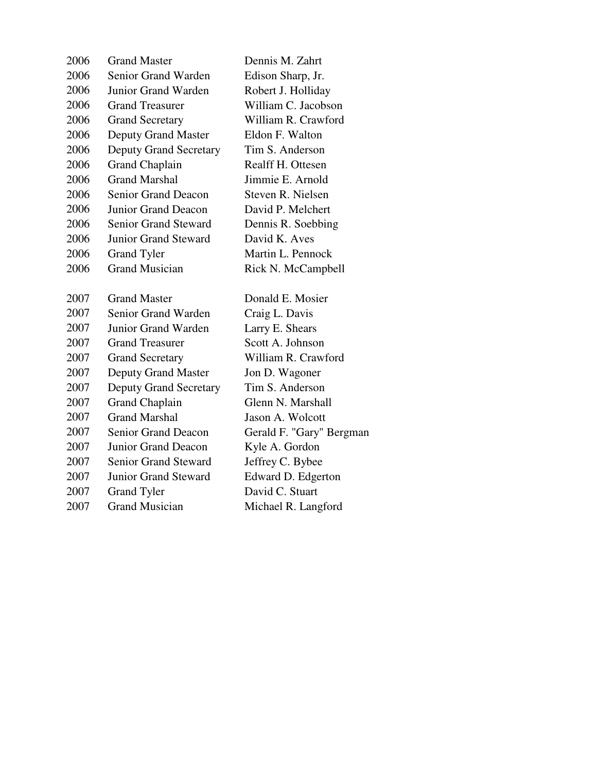| | | |
|---|---|---|
| 2006 | Grand Master | Dennis M. Zahrt |
| 2006 | Senior Grand Warden | Edison Sharp, Jr. |
| 2006 | Junior Grand Warden | Robert J. Holliday |
| 2006 | Grand Treasurer | William C. Jacobson |
| 2006 | Grand Secretary | William R. Crawford |
| 2006 | Deputy Grand Master | Eldon F. Walton |
| 2006 | Deputy Grand Secretary | Tim S. Anderson |
| 2006 | Grand Chaplain | Realff H. Ottesen |
| 2006 | Grand Marshal | Jimmie E. Arnold |
| 2006 | Senior Grand Deacon | Steven R. Nielsen |
| 2006 | Junior Grand Deacon | David P. Melchert |
| 2006 | Senior Grand Steward | Dennis R. Soebbing |
| 2006 | Junior Grand Steward | David K. Aves |
| 2006 | Grand Tyler | Martin L. Pennock |
| 2006 | Grand Musician | Rick N. McCampbell |
| | | |
| 2007 | Grand Master | Donald E. Mosier |
| 2007 | Senior Grand Warden | Craig L. Davis |
| 2007 | Junior Grand Warden | Larry E. Shears |
| 2007 | Grand Treasurer | Scott A. Johnson |
| 2007 | Grand Secretary | William R. Crawford |
| 2007 | Deputy Grand Master | Jon D. Wagoner |
| 2007 | Deputy Grand Secretary | Tim S. Anderson |
| 2007 | Grand Chaplain | Glenn N. Marshall |
| 2007 | Grand Marshal | Jason A. Wolcott |
| 2007 | Senior Grand Deacon | Gerald F. "Gary" Bergman |
| 2007 | Junior Grand Deacon | Kyle A. Gordon |
| 2007 | Senior Grand Steward | Jeffrey C. Bybee |
| 2007 | Junior Grand Steward | Edward D. Edgerton |
| 2007 | Grand Tyler | David C. Stuart |
| 2007 | Grand Musician | Michael R. Langford |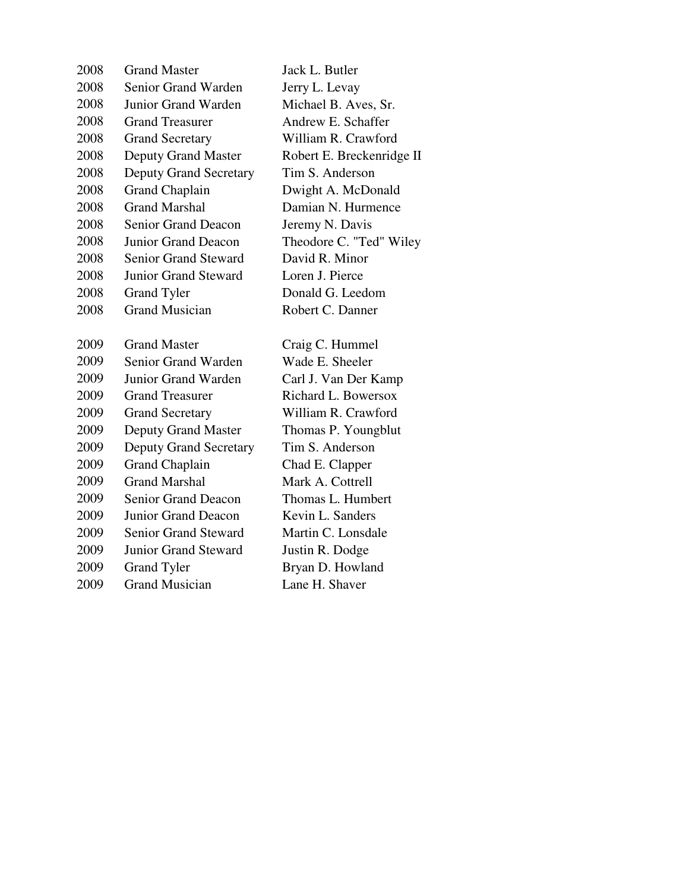| | | |
|---|---|---|
| 2008 | Grand Master | Jack L. Butler |
| 2008 | Senior Grand Warden | Jerry L. Levay |
| 2008 | Junior Grand Warden | Michael B. Aves, Sr. |
| 2008 | Grand Treasurer | Andrew E. Schaffer |
| 2008 | Grand Secretary | William R. Crawford |
| 2008 | Deputy Grand Master | Robert E. Breckenridge II |
| 2008 | Deputy Grand Secretary | Tim S. Anderson |
| 2008 | Grand Chaplain | Dwight A. McDonald |
| 2008 | Grand Marshal | Damian N. Hurmence |
| 2008 | Senior Grand Deacon | Jeremy N. Davis |
| 2008 | Junior Grand Deacon | Theodore C. "Ted" Wiley |
| 2008 | Senior Grand Steward | David R. Minor |
| 2008 | Junior Grand Steward | Loren J. Pierce |
| 2008 | Grand Tyler | Donald G. Leedom |
| 2008 | Grand Musician | Robert C. Danner |
| | | |
| 2009 | Grand Master | Craig C. Hummel |
| 2009 | Senior Grand Warden | Wade E. Sheeler |
| 2009 | Junior Grand Warden | Carl J. Van Der Kamp |
| 2009 | Grand Treasurer | Richard L. Bowersox |
| 2009 | Grand Secretary | William R. Crawford |
| 2009 | Deputy Grand Master | Thomas P. Youngblut |
| 2009 | Deputy Grand Secretary | Tim S. Anderson |
| 2009 | Grand Chaplain | Chad E. Clapper |
| 2009 | Grand Marshal | Mark A. Cottrell |
| 2009 | Senior Grand Deacon | Thomas L. Humbert |
| 2009 | Junior Grand Deacon | Kevin L. Sanders |
| 2009 | Senior Grand Steward | Martin C. Lonsdale |
| 2009 | Junior Grand Steward | Justin R. Dodge |
| 2009 | Grand Tyler | Bryan D. Howland |
| 2009 | Grand Musician | Lane H. Shaver |